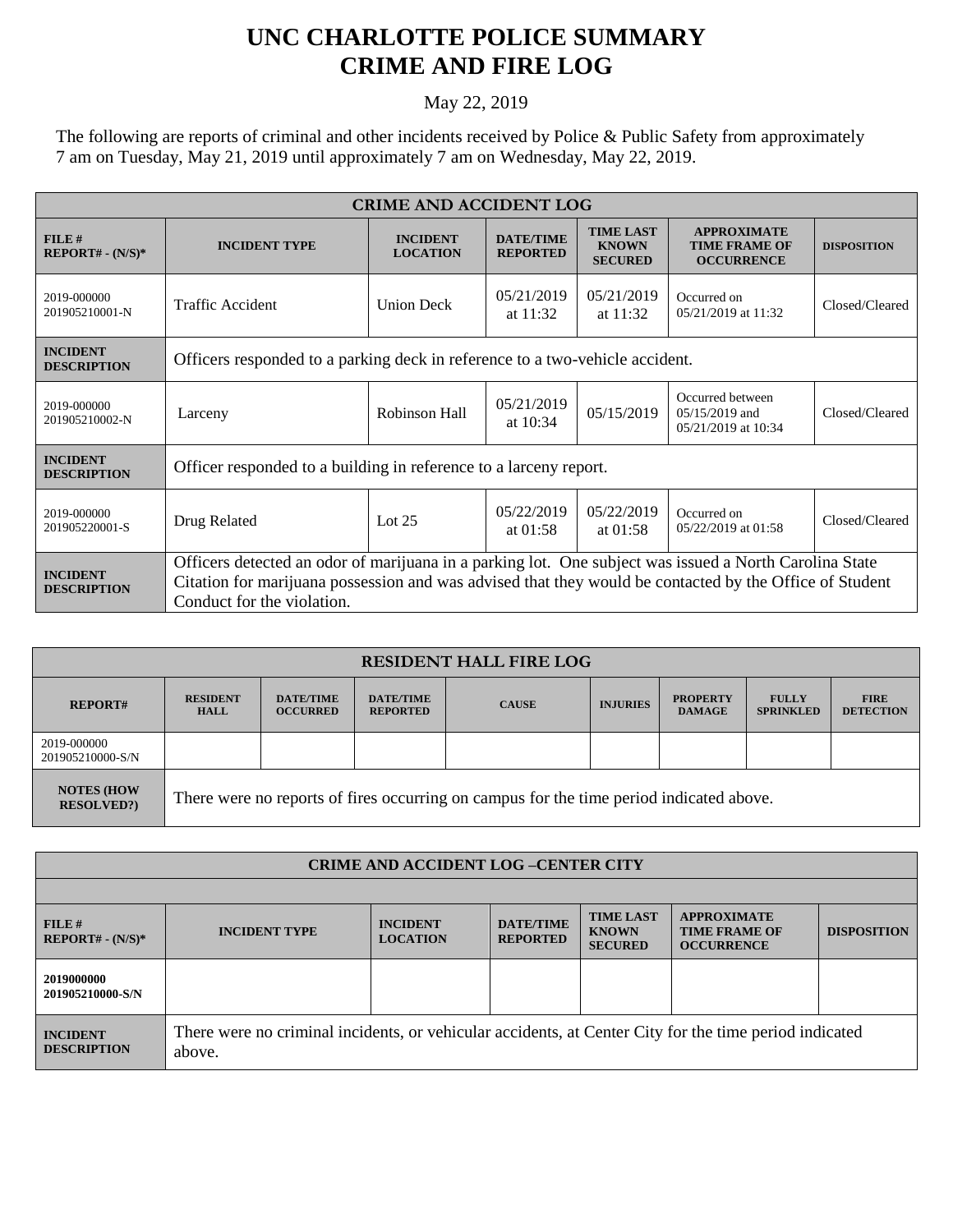# UNC CHARLOTTE POLICE SUMMARY
# CRIME AND FIRE LOG

May 22, 2019

The following are reports of criminal and other incidents received by Police & Public Safety from approximately 7 am on Tuesday, May 21, 2019 until approximately 7 am on Wednesday, May 22, 2019.

| CRIME AND ACCIDENT LOG | | | | | | |
|---|---|---|---|---|---|---|
| **FILE # REPORT# - (N/S)*** | **INCIDENT TYPE** | **INCIDENT LOCATION** | **DATE/TIME REPORTED** | **TIME LAST KNOWN SECURED** | **APPROXIMATE TIME FRAME OF OCCURRENCE** | **DISPOSITION** |
| 2019-000000 201905210001-N | Traffic Accident | Union Deck | 05/21/2019 at 11:32 | 05/21/2019 at 11:32 | Occurred on 05/21/2019 at 11:32 | Closed/Cleared |
| **INCIDENT DESCRIPTION** | Officers responded to a parking deck in reference to a two-vehicle accident. | | | | | |
| 2019-000000 201905210002-N | Larceny | Robinson Hall | 05/21/2019 at 10:34 | 05/15/2019 | Occurred between 05/15/2019 and 05/21/2019 at 10:34 | Closed/Cleared |
| **INCIDENT DESCRIPTION** | Officer responded to a building in reference to a larceny report. | | | | | |
| 2019-000000 201905220001-S | Drug Related | Lot 25 | 05/22/2019 at 01:58 | 05/22/2019 at 01:58 | Occurred on 05/22/2019 at 01:58 | Closed/Cleared |
| **INCIDENT DESCRIPTION** | Officers detected an odor of marijuana in a parking lot. One subject was issued a North Carolina State Citation for marijuana possession and was advised that they would be contacted by the Office of Student Conduct for the violation. | | | | | |

| RESIDENT HALL FIRE LOG | | | | | | | | |
|---|---|---|---|---|---|---|---|---|
| **REPORT#** | **RESIDENT HALL** | **DATE/TIME OCCURRED** | **DATE/TIME REPORTED** | **CAUSE** | **INJURIES** | **PROPERTY DAMAGE** | **FULLY SPRINKLED** | **FIRE DETECTION** |
| 2019-000000 201905210000-S/N | | | | | | | | |
| **NOTES (HOW RESOLVED?)** | There were no reports of fires occurring on campus for the time period indicated above. | | | | | | | |

| CRIME AND ACCIDENT LOG –CENTER CITY | | | | | | |
|---|---|---|---|---|---|---|
| | | | | | | |
| **FILE # REPORT# - (N/S)*** | **INCIDENT TYPE** | **INCIDENT LOCATION** | **DATE/TIME REPORTED** | **TIME LAST KNOWN SECURED** | **APPROXIMATE TIME FRAME OF OCCURRENCE** | **DISPOSITION** |
| **2019000000 201905210000-S/N** | | | | | | |
| **INCIDENT DESCRIPTION** | There were no criminal incidents, or vehicular accidents, at Center City for the time period indicated above. | | | | | |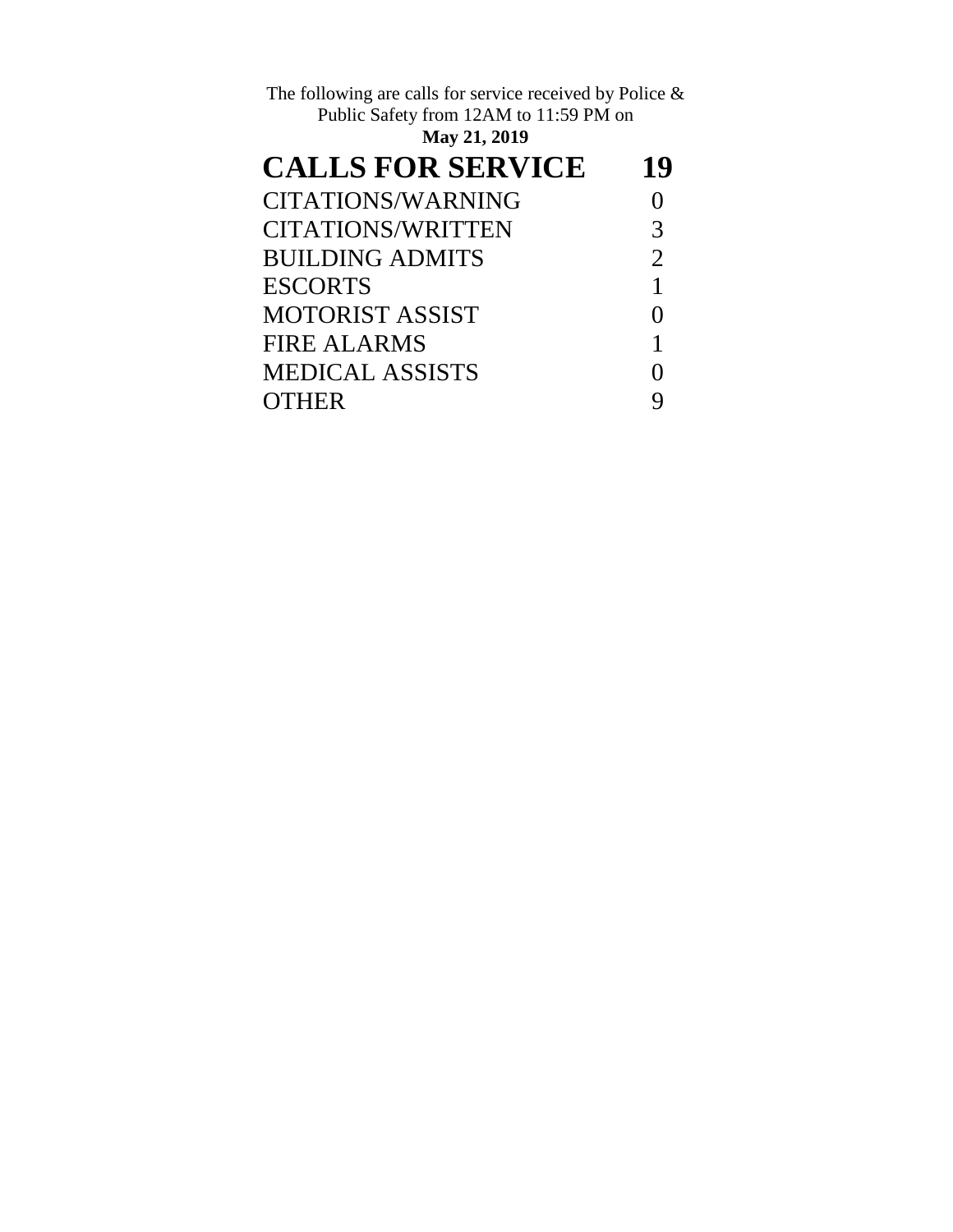The following are calls for service received by Police & Public Safety from 12AM to 11:59 PM on

**May 21, 2019**

| | |
|---|---|
| **CALLS FOR SERVICE** | **19** |
| CITATIONS/WARNING | 0 |
| CITATIONS/WRITTEN | 3 |
| BUILDING ADMITS | 2 |
| ESCORTS | 1 |
| MOTORIST ASSIST | 0 |
| FIRE ALARMS | 1 |
| MEDICAL ASSISTS | 0 |
| OTHER | 9 |